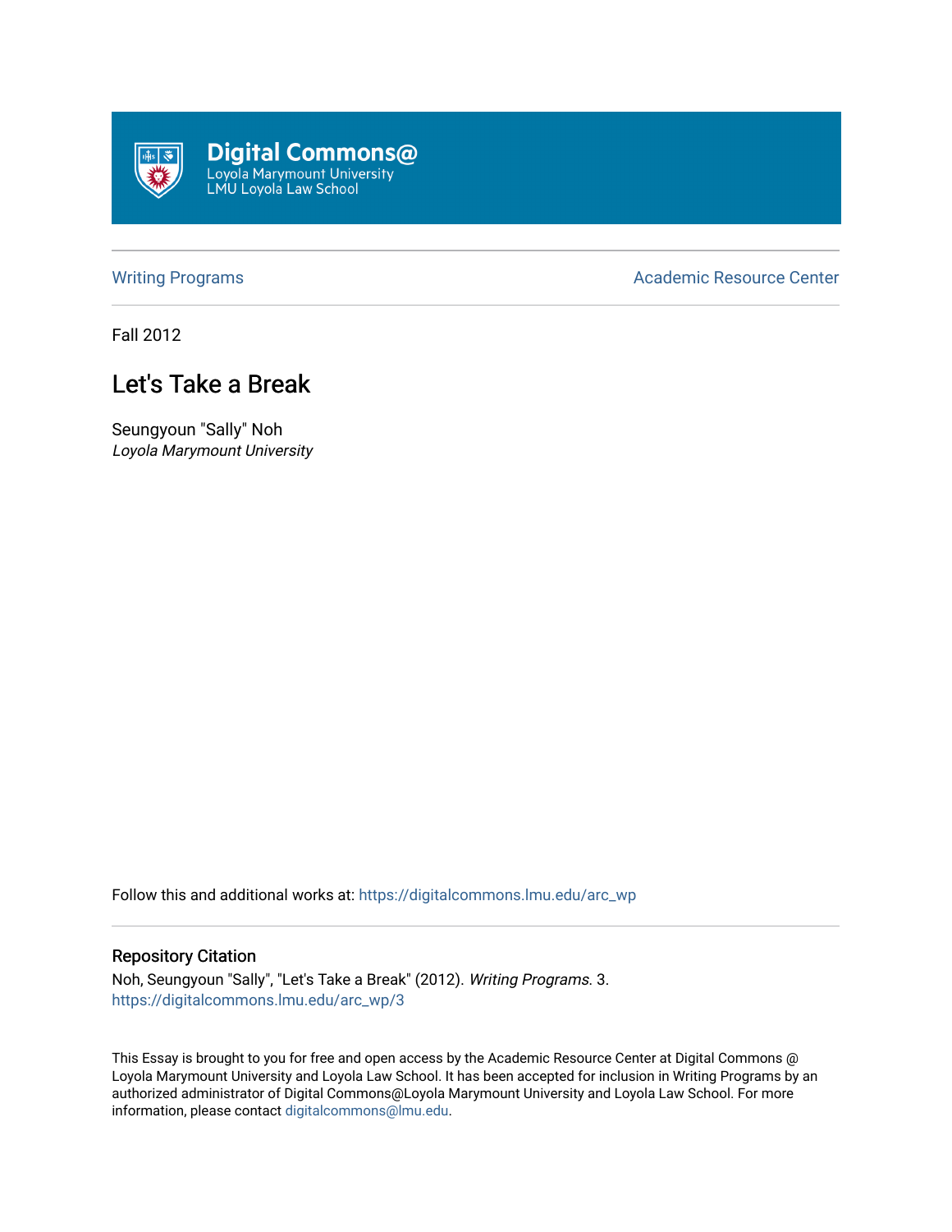Digital Commons@
Loyola Marymount University
LMU Loyola Law School

Writing Programs | Academic Resource Center

Fall 2012

# Let's Take a Break

Seungyoun "Sally" Noh
*Loyola Marymount University*

Follow this and additional works at: https://digitalcommons.lmu.edu/arc_wp

## Repository Citation

Noh, Seungyoun "Sally", "Let's Take a Break" (2012). *Writing Programs*. 3.
https://digitalcommons.lmu.edu/arc_wp/3

This Essay is brought to you for free and open access by the Academic Resource Center at Digital Commons @ Loyola Marymount University and Loyola Law School. It has been accepted for inclusion in Writing Programs by an authorized administrator of Digital Commons@Loyola Marymount University and Loyola Law School. For more information, please contact digitalcommons@lmu.edu.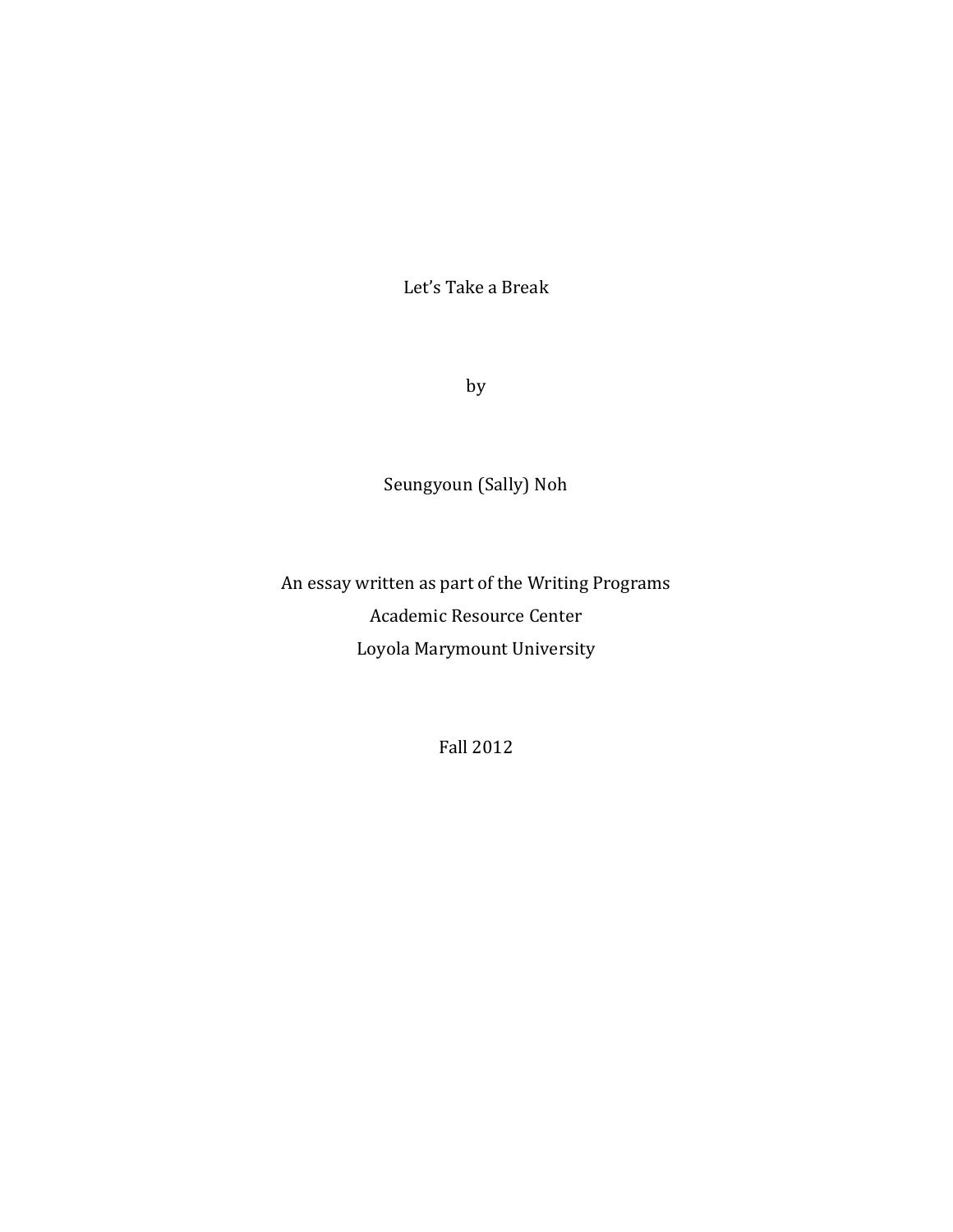# Let's Take a Break

by

Seungyoun (Sally) Noh

An essay written as part of the Writing Programs
Academic Resource Center
Loyola Marymount University

Fall 2012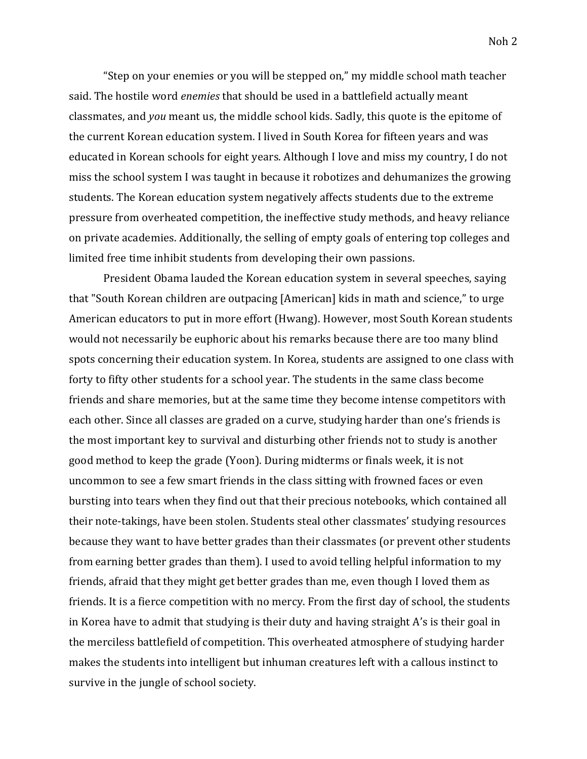“Step on your enemies or you will be stepped on,” my middle school math teacher said. The hostile word *enemies* that should be used in a battlefield actually meant classmates, and *you* meant us, the middle school kids. Sadly, this quote is the epitome of the current Korean education system. I lived in South Korea for fifteen years and was educated in Korean schools for eight years. Although I love and miss my country, I do not miss the school system I was taught in because it robotizes and dehumanizes the growing students. The Korean education system negatively affects students due to the extreme pressure from overheated competition, the ineffective study methods, and heavy reliance on private academies. Additionally, the selling of empty goals of entering top colleges and limited free time inhibit students from developing their own passions.

President Obama lauded the Korean education system in several speeches, saying that "South Korean children are outpacing [American] kids in math and science,” to urge American educators to put in more effort (Hwang). However, most South Korean students would not necessarily be euphoric about his remarks because there are too many blind spots concerning their education system. In Korea, students are assigned to one class with forty to fifty other students for a school year. The students in the same class become friends and share memories, but at the same time they become intense competitors with each other. Since all classes are graded on a curve, studying harder than one’s friends is the most important key to survival and disturbing other friends not to study is another good method to keep the grade (Yoon). During midterms or finals week, it is not uncommon to see a few smart friends in the class sitting with frowned faces or even bursting into tears when they find out that their precious notebooks, which contained all their note-takings, have been stolen. Students steal other classmates’ studying resources because they want to have better grades than their classmates (or prevent other students from earning better grades than them). I used to avoid telling helpful information to my friends, afraid that they might get better grades than me, even though I loved them as friends. It is a fierce competition with no mercy. From the first day of school, the students in Korea have to admit that studying is their duty and having straight A’s is their goal in the merciless battlefield of competition. This overheated atmosphere of studying harder makes the students into intelligent but inhuman creatures left with a callous instinct to survive in the jungle of school society.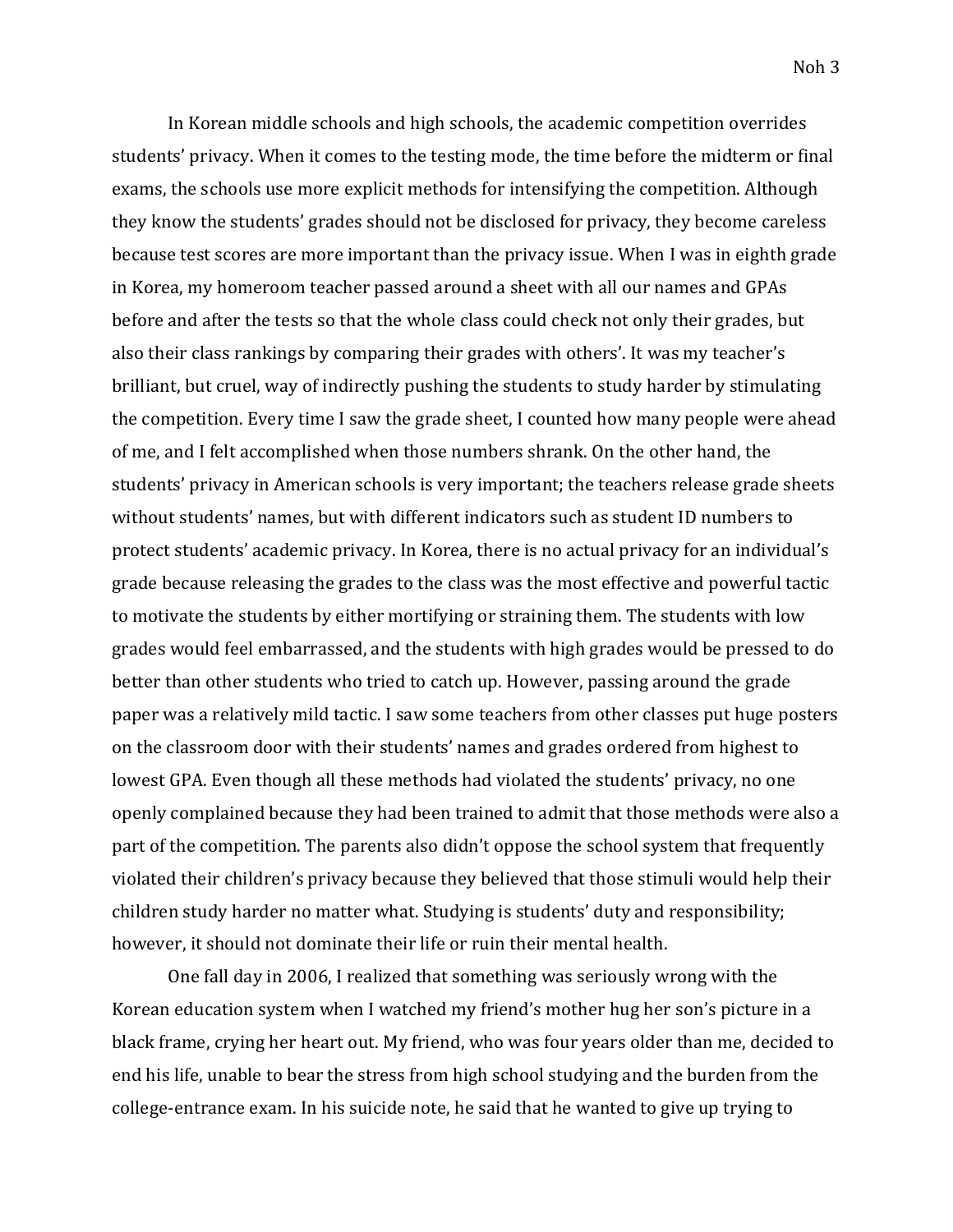In Korean middle schools and high schools, the academic competition overrides students' privacy. When it comes to the testing mode, the time before the midterm or final exams, the schools use more explicit methods for intensifying the competition. Although they know the students' grades should not be disclosed for privacy, they become careless because test scores are more important than the privacy issue. When I was in eighth grade in Korea, my homeroom teacher passed around a sheet with all our names and GPAs before and after the tests so that the whole class could check not only their grades, but also their class rankings by comparing their grades with others'. It was my teacher's brilliant, but cruel, way of indirectly pushing the students to study harder by stimulating the competition. Every time I saw the grade sheet, I counted how many people were ahead of me, and I felt accomplished when those numbers shrank. On the other hand, the students' privacy in American schools is very important; the teachers release grade sheets without students' names, but with different indicators such as student ID numbers to protect students' academic privacy. In Korea, there is no actual privacy for an individual's grade because releasing the grades to the class was the most effective and powerful tactic to motivate the students by either mortifying or straining them. The students with low grades would feel embarrassed, and the students with high grades would be pressed to do better than other students who tried to catch up. However, passing around the grade paper was a relatively mild tactic. I saw some teachers from other classes put huge posters on the classroom door with their students' names and grades ordered from highest to lowest GPA. Even though all these methods had violated the students' privacy, no one openly complained because they had been trained to admit that those methods were also a part of the competition. The parents also didn't oppose the school system that frequently violated their children's privacy because they believed that those stimuli would help their children study harder no matter what. Studying is students' duty and responsibility; however, it should not dominate their life or ruin their mental health.

One fall day in 2006, I realized that something was seriously wrong with the Korean education system when I watched my friend's mother hug her son's picture in a black frame, crying her heart out. My friend, who was four years older than me, decided to end his life, unable to bear the stress from high school studying and the burden from the college-entrance exam. In his suicide note, he said that he wanted to give up trying to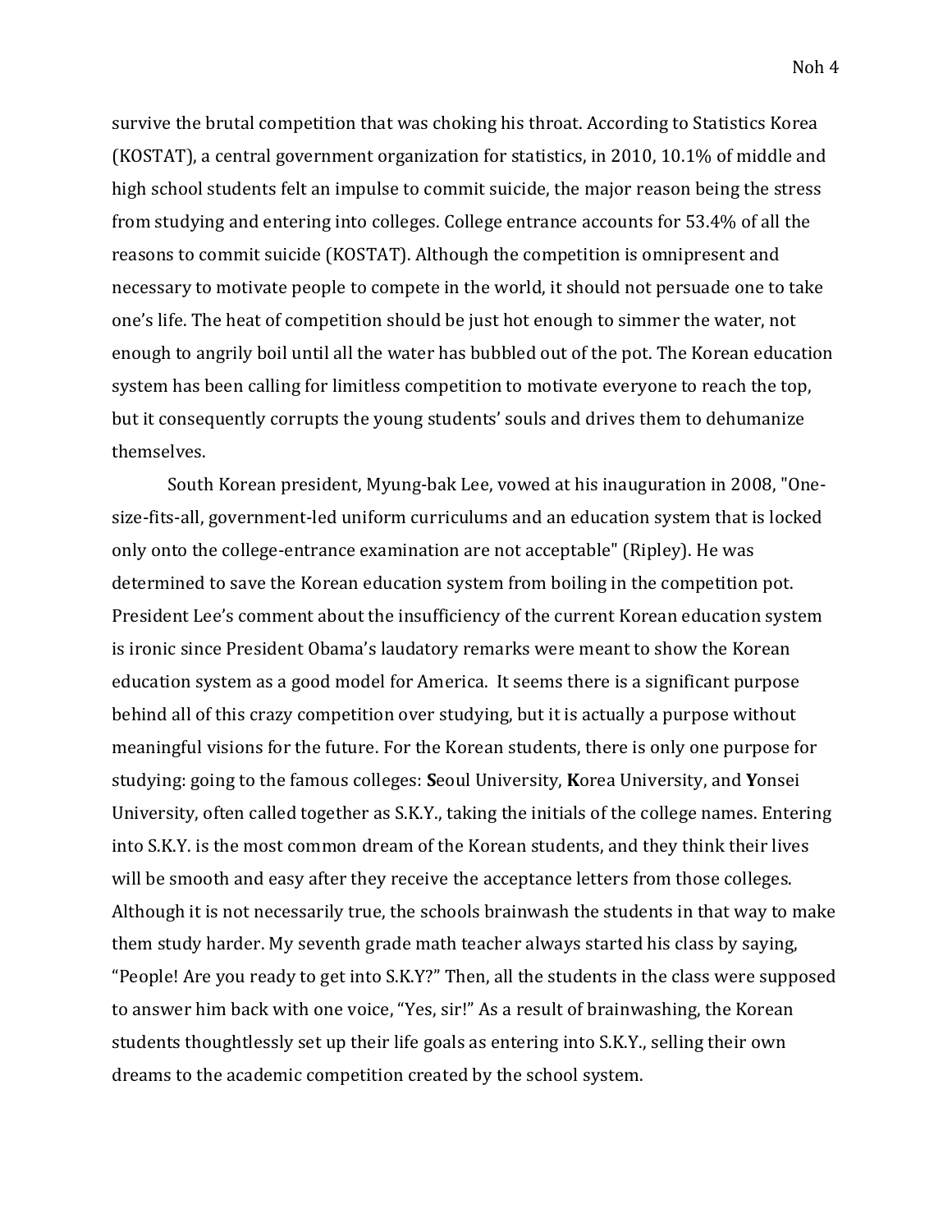survive the brutal competition that was choking his throat. According to Statistics Korea (KOSTAT), a central government organization for statistics, in 2010, 10.1% of middle and high school students felt an impulse to commit suicide, the major reason being the stress from studying and entering into colleges. College entrance accounts for 53.4% of all the reasons to commit suicide (KOSTAT). Although the competition is omnipresent and necessary to motivate people to compete in the world, it should not persuade one to take one's life. The heat of competition should be just hot enough to simmer the water, not enough to angrily boil until all the water has bubbled out of the pot. The Korean education system has been calling for limitless competition to motivate everyone to reach the top, but it consequently corrupts the young students' souls and drives them to dehumanize themselves.

South Korean president, Myung-bak Lee, vowed at his inauguration in 2008, "One-size-fits-all, government-led uniform curriculums and an education system that is locked only onto the college-entrance examination are not acceptable" (Ripley). He was determined to save the Korean education system from boiling in the competition pot. President Lee's comment about the insufficiency of the current Korean education system is ironic since President Obama's laudatory remarks were meant to show the Korean education system as a good model for America. It seems there is a significant purpose behind all of this crazy competition over studying, but it is actually a purpose without meaningful visions for the future. For the Korean students, there is only one purpose for studying: going to the famous colleges: **S**eoul University, **K**orea University, and **Y**onsei University, often called together as S.K.Y., taking the initials of the college names. Entering into S.K.Y. is the most common dream of the Korean students, and they think their lives will be smooth and easy after they receive the acceptance letters from those colleges. Although it is not necessarily true, the schools brainwash the students in that way to make them study harder. My seventh grade math teacher always started his class by saying, "People! Are you ready to get into S.K.Y?" Then, all the students in the class were supposed to answer him back with one voice, "Yes, sir!" As a result of brainwashing, the Korean students thoughtlessly set up their life goals as entering into S.K.Y., selling their own dreams to the academic competition created by the school system.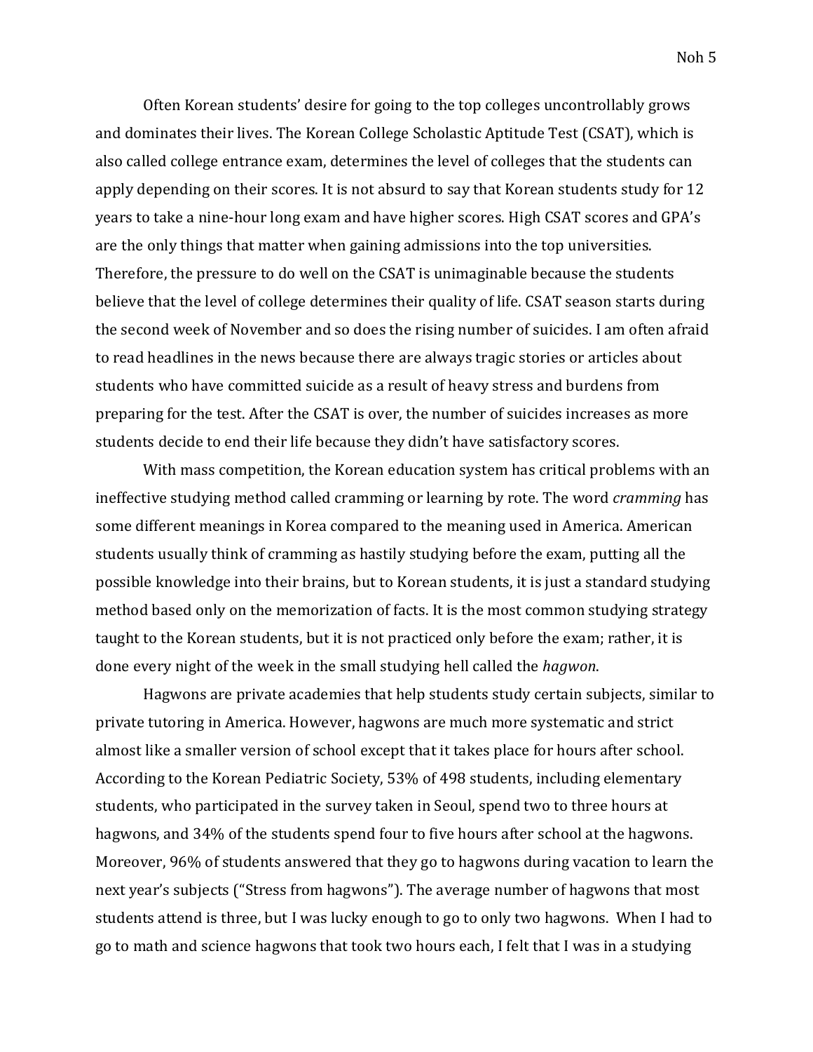Often Korean students' desire for going to the top colleges uncontrollably grows and dominates their lives. The Korean College Scholastic Aptitude Test (CSAT), which is also called college entrance exam, determines the level of colleges that the students can apply depending on their scores. It is not absurd to say that Korean students study for 12 years to take a nine-hour long exam and have higher scores. High CSAT scores and GPA's are the only things that matter when gaining admissions into the top universities. Therefore, the pressure to do well on the CSAT is unimaginable because the students believe that the level of college determines their quality of life. CSAT season starts during the second week of November and so does the rising number of suicides. I am often afraid to read headlines in the news because there are always tragic stories or articles about students who have committed suicide as a result of heavy stress and burdens from preparing for the test. After the CSAT is over, the number of suicides increases as more students decide to end their life because they didn't have satisfactory scores.

With mass competition, the Korean education system has critical problems with an ineffective studying method called cramming or learning by rote. The word *cramming* has some different meanings in Korea compared to the meaning used in America. American students usually think of cramming as hastily studying before the exam, putting all the possible knowledge into their brains, but to Korean students, it is just a standard studying method based only on the memorization of facts. It is the most common studying strategy taught to the Korean students, but it is not practiced only before the exam; rather, it is done every night of the week in the small studying hell called the *hagwon*.

Hagwons are private academies that help students study certain subjects, similar to private tutoring in America. However, hagwons are much more systematic and strict almost like a smaller version of school except that it takes place for hours after school. According to the Korean Pediatric Society, 53% of 498 students, including elementary students, who participated in the survey taken in Seoul, spend two to three hours at hagwons, and 34% of the students spend four to five hours after school at the hagwons. Moreover, 96% of students answered that they go to hagwons during vacation to learn the next year's subjects ("Stress from hagwons"). The average number of hagwons that most students attend is three, but I was lucky enough to go to only two hagwons. When I had to go to math and science hagwons that took two hours each, I felt that I was in a studying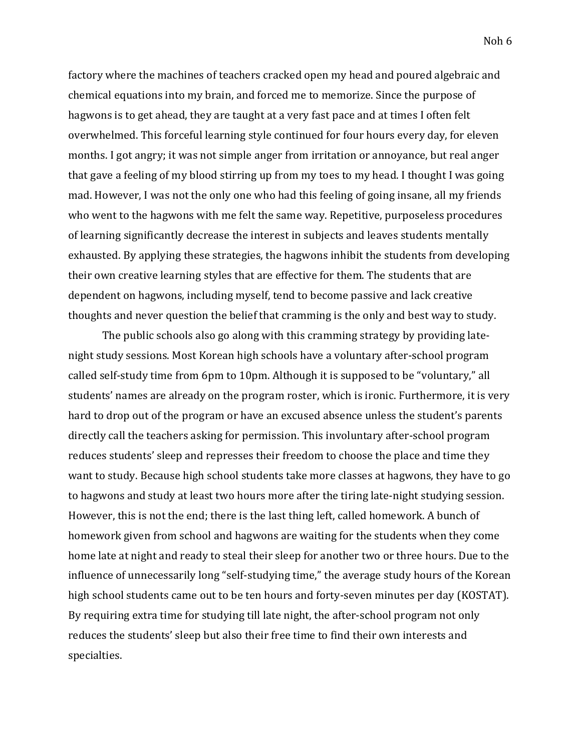factory where the machines of teachers cracked open my head and poured algebraic and chemical equations into my brain, and forced me to memorize. Since the purpose of hagwons is to get ahead, they are taught at a very fast pace and at times I often felt overwhelmed. This forceful learning style continued for four hours every day, for eleven months. I got angry; it was not simple anger from irritation or annoyance, but real anger that gave a feeling of my blood stirring up from my toes to my head. I thought I was going mad. However, I was not the only one who had this feeling of going insane, all my friends who went to the hagwons with me felt the same way. Repetitive, purposeless procedures of learning significantly decrease the interest in subjects and leaves students mentally exhausted. By applying these strategies, the hagwons inhibit the students from developing their own creative learning styles that are effective for them. The students that are dependent on hagwons, including myself, tend to become passive and lack creative thoughts and never question the belief that cramming is the only and best way to study.

The public schools also go along with this cramming strategy by providing late-night study sessions. Most Korean high schools have a voluntary after-school program called self-study time from 6pm to 10pm. Although it is supposed to be "voluntary," all students' names are already on the program roster, which is ironic. Furthermore, it is very hard to drop out of the program or have an excused absence unless the student's parents directly call the teachers asking for permission. This involuntary after-school program reduces students' sleep and represses their freedom to choose the place and time they want to study. Because high school students take more classes at hagwons, they have to go to hagwons and study at least two hours more after the tiring late-night studying session. However, this is not the end; there is the last thing left, called homework. A bunch of homework given from school and hagwons are waiting for the students when they come home late at night and ready to steal their sleep for another two or three hours. Due to the influence of unnecessarily long "self-studying time," the average study hours of the Korean high school students came out to be ten hours and forty-seven minutes per day (KOSTAT). By requiring extra time for studying till late night, the after-school program not only reduces the students' sleep but also their free time to find their own interests and specialties.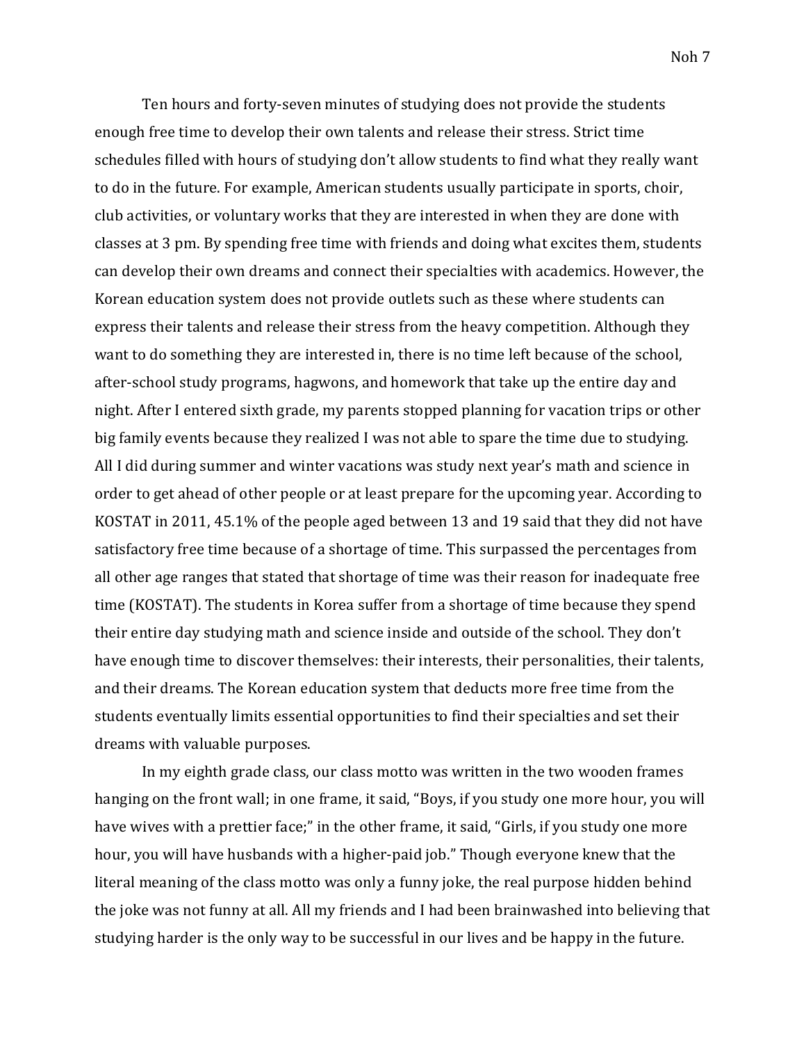Ten hours and forty-seven minutes of studying does not provide the students enough free time to develop their own talents and release their stress. Strict time schedules filled with hours of studying don't allow students to find what they really want to do in the future. For example, American students usually participate in sports, choir, club activities, or voluntary works that they are interested in when they are done with classes at 3 pm. By spending free time with friends and doing what excites them, students can develop their own dreams and connect their specialties with academics. However, the Korean education system does not provide outlets such as these where students can express their talents and release their stress from the heavy competition. Although they want to do something they are interested in, there is no time left because of the school, after-school study programs, hagwons, and homework that take up the entire day and night. After I entered sixth grade, my parents stopped planning for vacation trips or other big family events because they realized I was not able to spare the time due to studying. All I did during summer and winter vacations was study next year's math and science in order to get ahead of other people or at least prepare for the upcoming year. According to KOSTAT in 2011, 45.1% of the people aged between 13 and 19 said that they did not have satisfactory free time because of a shortage of time. This surpassed the percentages from all other age ranges that stated that shortage of time was their reason for inadequate free time (KOSTAT). The students in Korea suffer from a shortage of time because they spend their entire day studying math and science inside and outside of the school. They don't have enough time to discover themselves: their interests, their personalities, their talents, and their dreams. The Korean education system that deducts more free time from the students eventually limits essential opportunities to find their specialties and set their dreams with valuable purposes.

In my eighth grade class, our class motto was written in the two wooden frames hanging on the front wall; in one frame, it said, "Boys, if you study one more hour, you will have wives with a prettier face;" in the other frame, it said, "Girls, if you study one more hour, you will have husbands with a higher-paid job." Though everyone knew that the literal meaning of the class motto was only a funny joke, the real purpose hidden behind the joke was not funny at all. All my friends and I had been brainwashed into believing that studying harder is the only way to be successful in our lives and be happy in the future.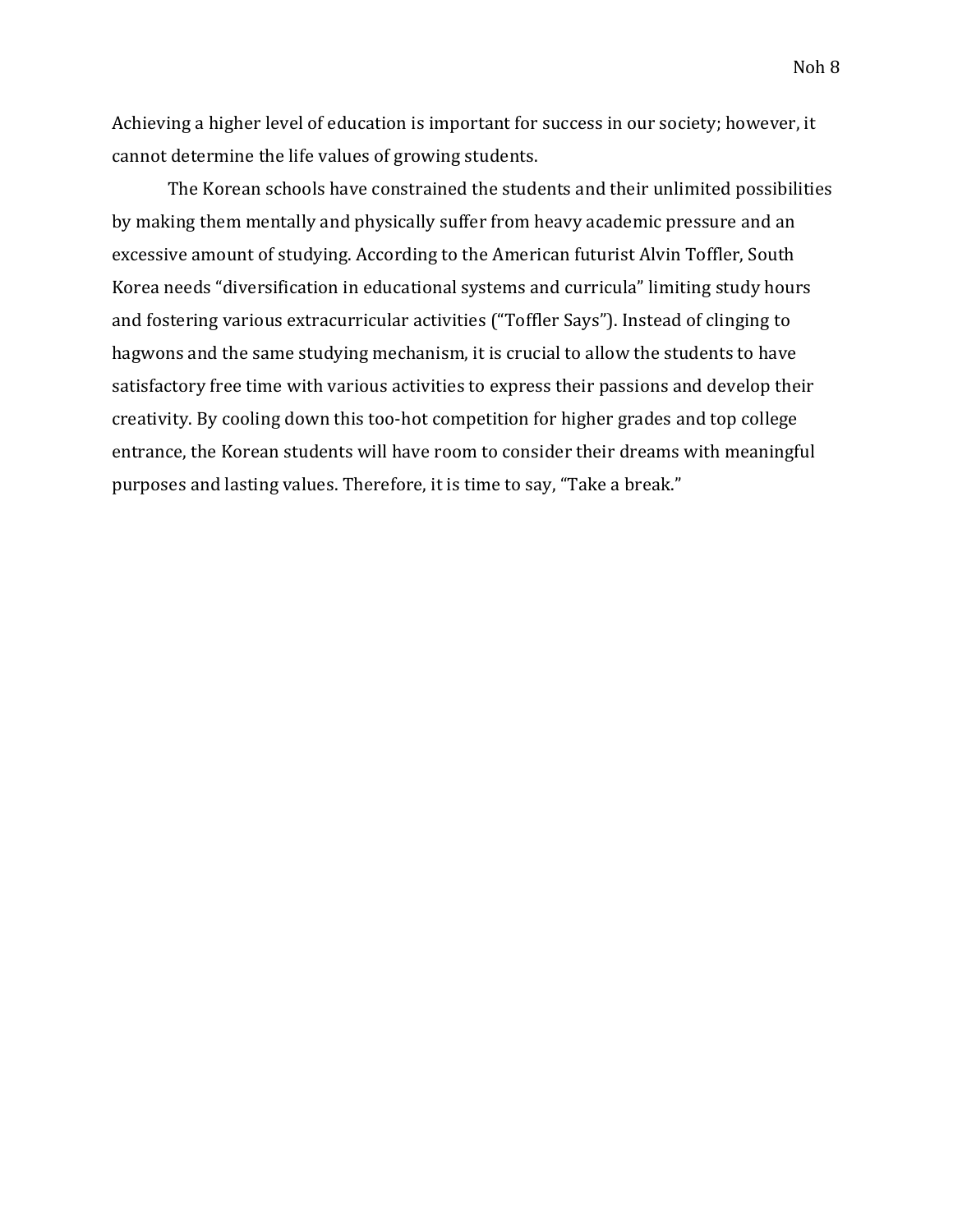Achieving a higher level of education is important for success in our society; however, it cannot determine the life values of growing students.

The Korean schools have constrained the students and their unlimited possibilities by making them mentally and physically suffer from heavy academic pressure and an excessive amount of studying. According to the American futurist Alvin Toffler, South Korea needs "diversification in educational systems and curricula" limiting study hours and fostering various extracurricular activities ("Toffler Says"). Instead of clinging to hagwons and the same studying mechanism, it is crucial to allow the students to have satisfactory free time with various activities to express their passions and develop their creativity. By cooling down this too-hot competition for higher grades and top college entrance, the Korean students will have room to consider their dreams with meaningful purposes and lasting values. Therefore, it is time to say, "Take a break."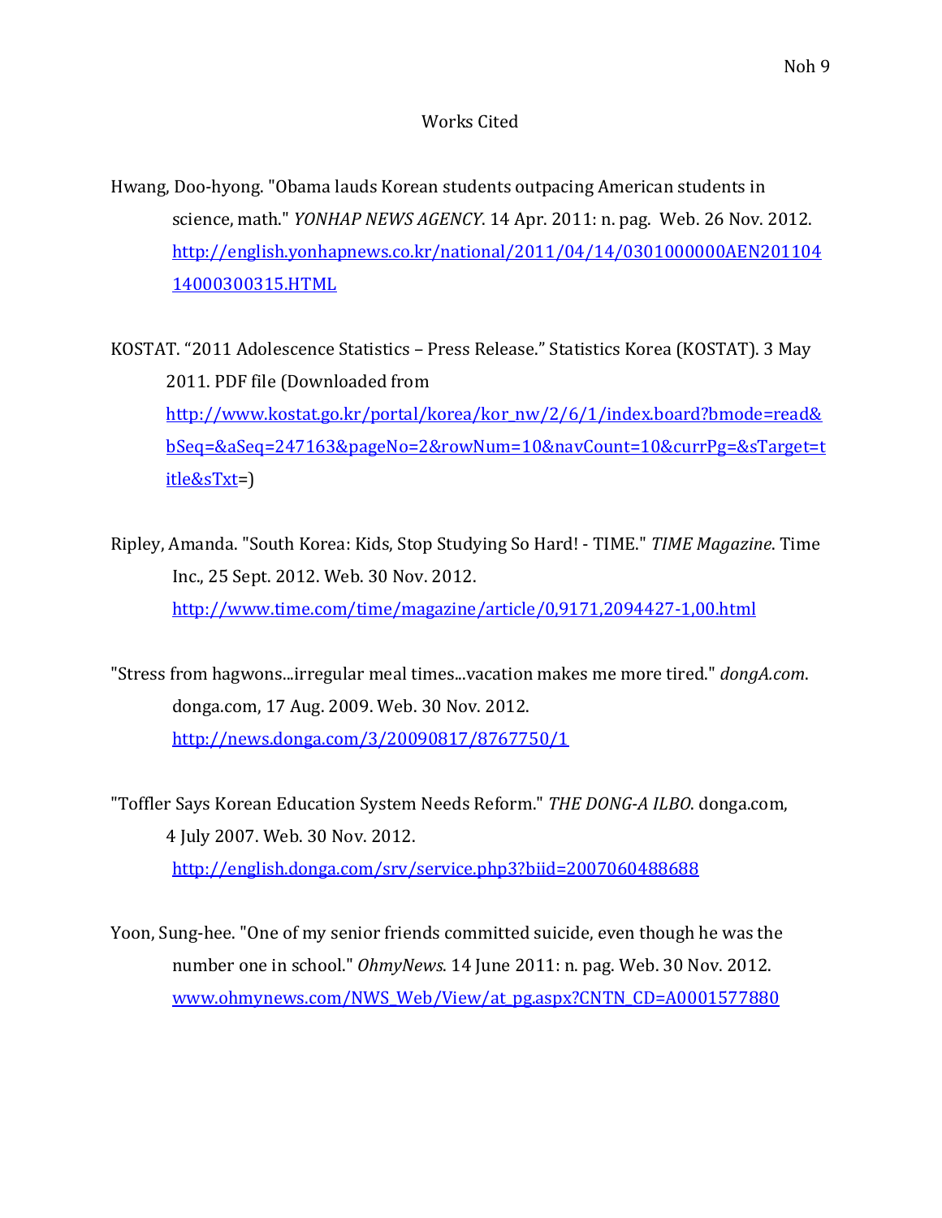# Works Cited

Hwang, Doo-hyong. "Obama lauds Korean students outpacing American students in science, math." *YONHAP NEWS AGENCY*. 14 Apr. 2011: n. pag. Web. 26 Nov. 2012. http://english.yonhapnews.co.kr/national/2011/04/14/0301000000AEN20110414000300315.HTML

KOSTAT. "2011 Adolescence Statistics – Press Release." Statistics Korea (KOSTAT). 3 May 2011. PDF file (Downloaded from http://www.kostat.go.kr/portal/korea/kor_nw/2/6/1/index.board?bmode=read&bSeq=&aSeq=247163&pageNo=2&rowNum=10&navCount=10&currPg=&sTarget=title&sTxt=)

Ripley, Amanda. "South Korea: Kids, Stop Studying So Hard! - TIME." *TIME Magazine*. Time Inc., 25 Sept. 2012. Web. 30 Nov. 2012. http://www.time.com/time/magazine/article/0,9171,2094427-1,00.html

"Stress from hagwons...irregular meal times...vacation makes me more tired." *dongA.com*. donga.com, 17 Aug. 2009. Web. 30 Nov. 2012. http://news.donga.com/3/20090817/8767750/1

"Toffler Says Korean Education System Needs Reform." *THE DONG-A ILBO*. donga.com, 4 July 2007. Web. 30 Nov. 2012. http://english.donga.com/srv/service.php3?biid=2007060488688

Yoon, Sung-hee. "One of my senior friends committed suicide, even though he was the number one in school." *OhmyNews*. 14 June 2011: n. pag. Web. 30 Nov. 2012. www.ohmynews.com/NWS_Web/View/at_pg.aspx?CNTN_CD=A0001577880